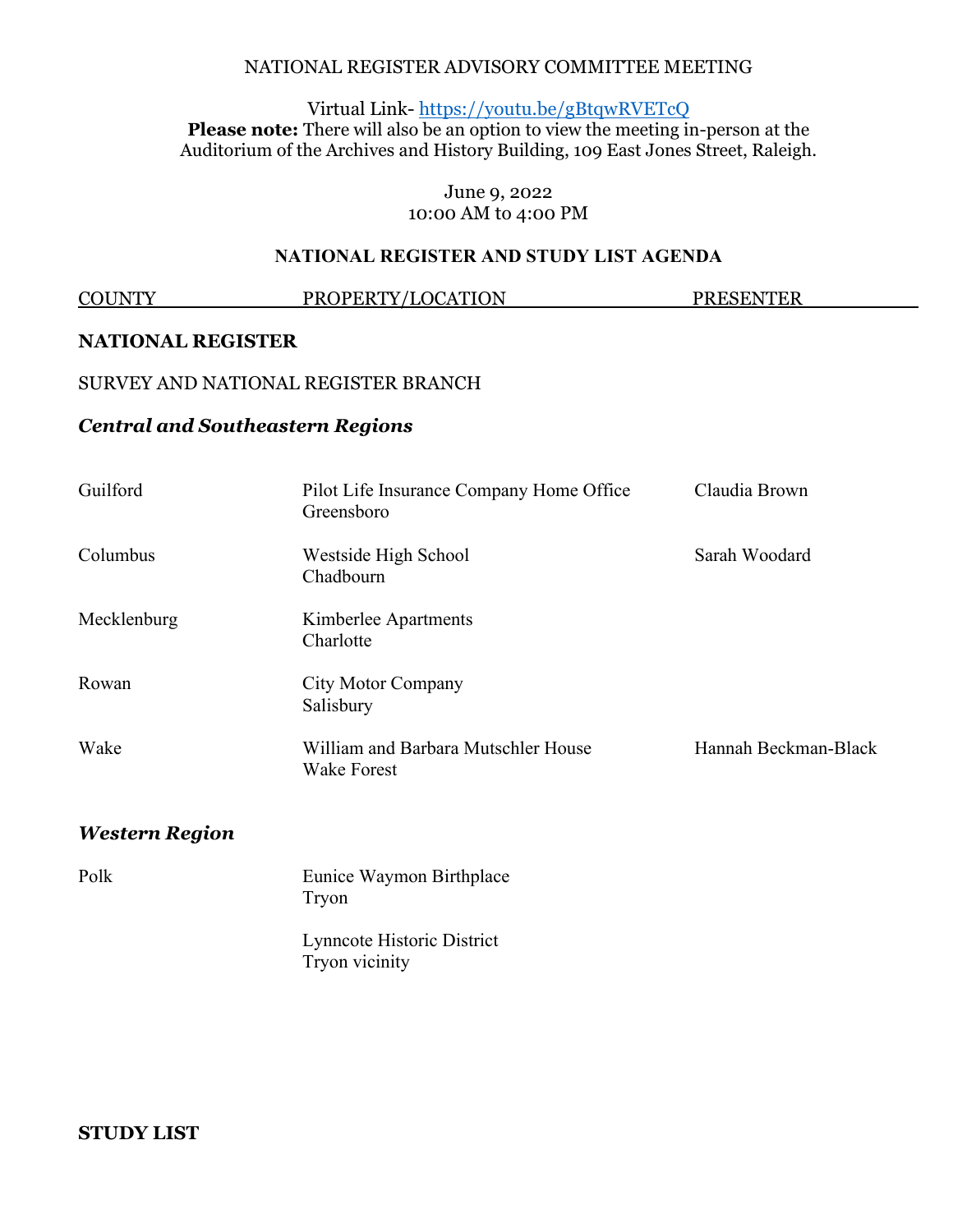NATIONAL REGISTER ADVISORY COMMITTEE MEETING

Virtual Link- https://youtu.be/gBtqwRVETcQ

**Please note:** There will also be an option to view the meeting in-person at the Auditorium of the Archives and History Building, 109 East Jones Street, Raleigh.

June 9, 2022
10:00 AM to 4:00 PM

**NATIONAL REGISTER AND STUDY LIST AGENDA**

| COUNTY | PROPERTY/LOCATION | PRESENTER |
|---|---|---|

## NATIONAL REGISTER

SURVEY AND NATIONAL REGISTER BRANCH

### *Central and Southeastern Regions*

| | | |
|---|---|---|
| Guilford | Pilot Life Insurance Company Home Office<br>Greensboro | Claudia Brown |
| Columbus | Westside High School<br>Chadbourn | Sarah Woodard |
| Mecklenburg | Kimberlee Apartments<br>Charlotte | |
| Rowan | City Motor Company<br>Salisbury | |
| Wake | William and Barbara Mutschler House<br>Wake Forest | Hannah Beckman-Black |

### *Western Region*

| | | |
|---|---|---|
| Polk | Eunice Waymon Birthplace<br>Tryon | |
| | Lynncote Historic District<br>Tryon vicinity | |

## STUDY LIST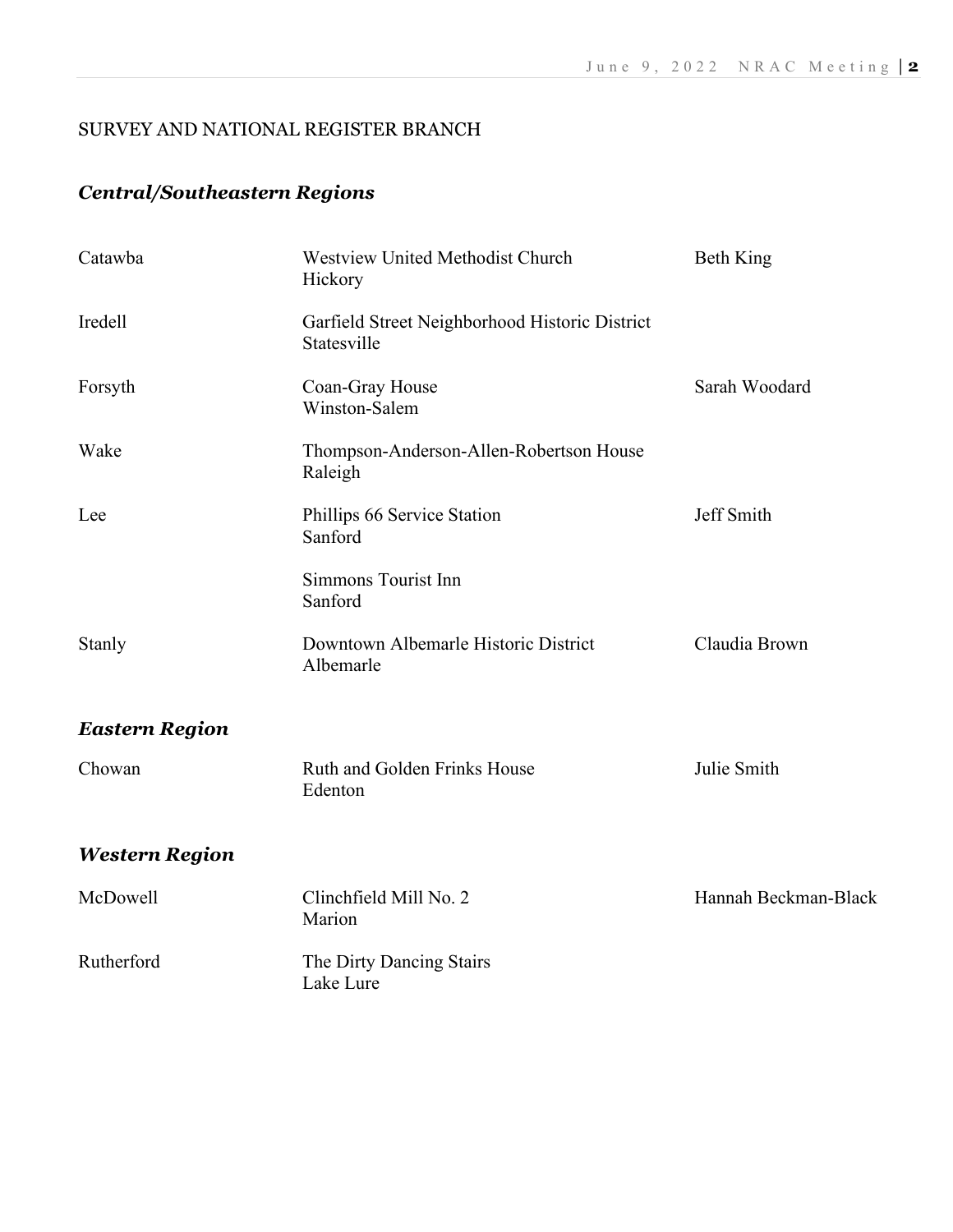SURVEY AND NATIONAL REGISTER BRANCH

### *Central/Southeastern Regions*

| | | |
|---|---|---|
| Catawba | Westview United Methodist Church<br>Hickory | Beth King |
| Iredell | Garfield Street Neighborhood Historic District<br>Statesville | |
| Forsyth | Coan-Gray House<br>Winston-Salem | Sarah Woodard |
| Wake | Thompson-Anderson-Allen-Robertson House<br>Raleigh | |
| Lee | Phillips 66 Service Station<br>Sanford | Jeff Smith |
| | Simmons Tourist Inn<br>Sanford | |
| Stanly | Downtown Albemarle Historic District<br>Albemarle | Claudia Brown |

### *Eastern Region*

| | | |
|---|---|---|
| Chowan | Ruth and Golden Frinks House<br>Edenton | Julie Smith |

### *Western Region*

| | | |
|---|---|---|
| McDowell | Clinchfield Mill No. 2<br>Marion | Hannah Beckman-Black |
| Rutherford | The Dirty Dancing Stairs<br>Lake Lure | |